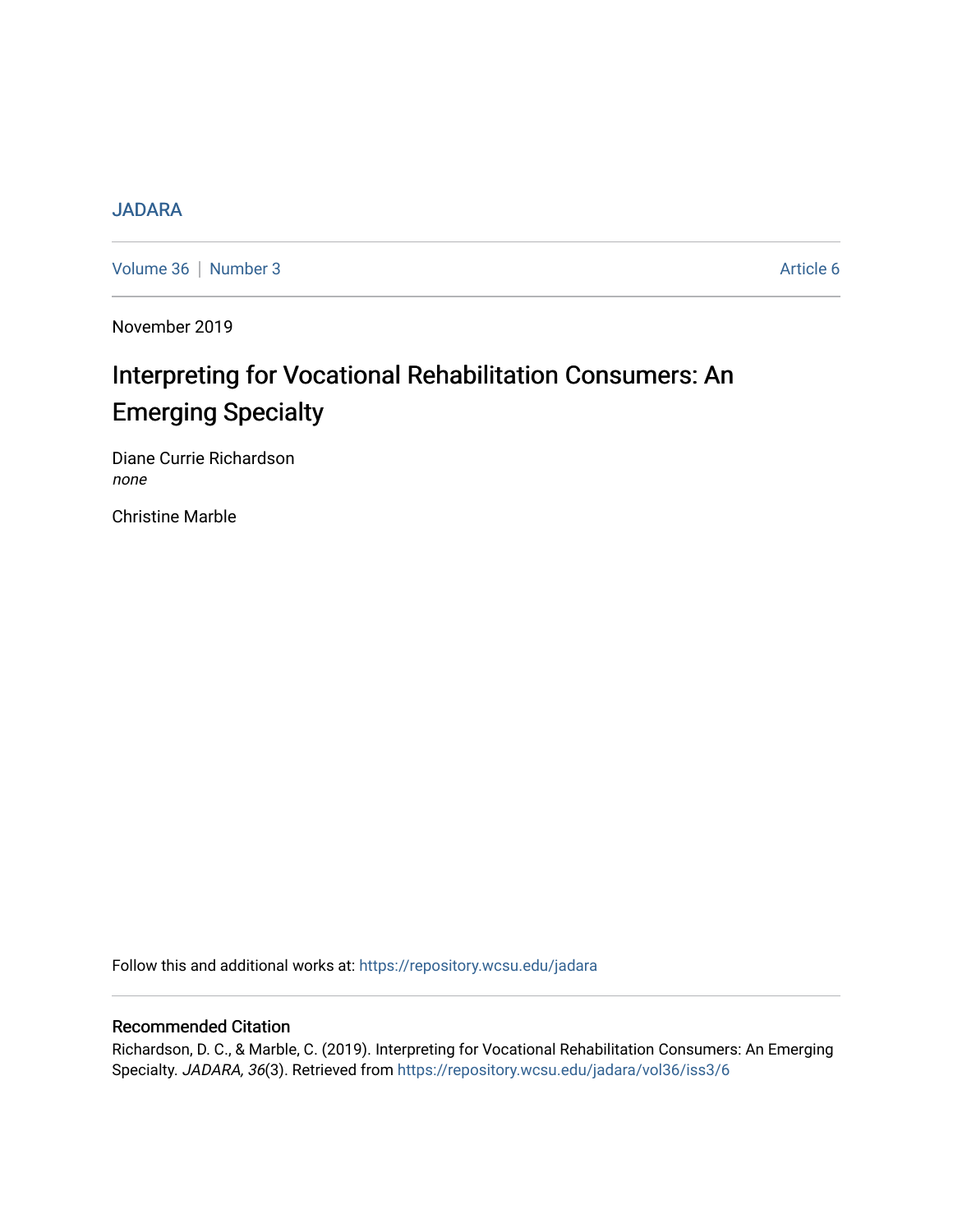JADARA

Volume 36 | Number 3 | Article 6

November 2019

# Interpreting for Vocational Rehabilitation Consumers: An Emerging Specialty

Diane Currie Richardson
*none*

Christine Marble

Follow this and additional works at: https://repository.wcsu.edu/jadara

## Recommended Citation

Richardson, D. C., & Marble, C. (2019). Interpreting for Vocational Rehabilitation Consumers: An Emerging Specialty. *JADARA, 36*(3). Retrieved from https://repository.wcsu.edu/jadara/vol36/iss3/6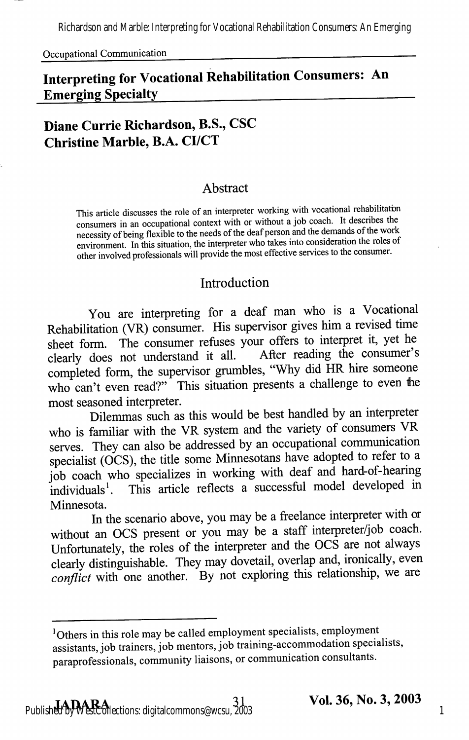Occupational Communication

# Interpreting for Vocational Rehabilitation Consumers: An Emerging Specialty

**Diane Currie Richardson, B.S., CSC**
**Christine Marble, B.A. CI/CT**

## Abstract

This article discusses the role of an interpreter working with vocational rehabilitation consumers in an occupational context with or without a job coach. It describes the necessity of being flexible to the needs of the deaf person and the demands of the work environment. In this situation, the interpreter who takes into consideration the roles of other involved professionals will provide the most effective services to the consumer.

## Introduction

You are interpreting for a deaf man who is a Vocational Rehabilitation (VR) consumer. His supervisor gives him a revised time sheet form. The consumer refuses your offers to interpret it, yet he clearly does not understand it all. After reading the consumer's completed form, the supervisor grumbles, "Why did HR hire someone who can't even read?" This situation presents a challenge to even the most seasoned interpreter.

Dilemmas such as this would be best handled by an interpreter who is familiar with the VR system and the variety of consumers VR serves. They can also be addressed by an occupational communication specialist (OCS), the title some Minnesotans have adopted to refer to a job coach who specializes in working with deaf and hard-of-hearing individuals[1]. This article reflects a successful model developed in Minnesota.

In the scenario above, you may be a freelance interpreter with or without an OCS present or you may be a staff interpreter/job coach. Unfortunately, the roles of the interpreter and the OCS are not always clearly distinguishable. They may dovetail, overlap and, ironically, even *conflict* with one another. By not exploring this relationship, we are

---

[1]Others in this role may be called employment specialists, employment assistants, job trainers, job mentors, job training-accommodation specialists, paraprofessionals, community liaisons, or communication consultants.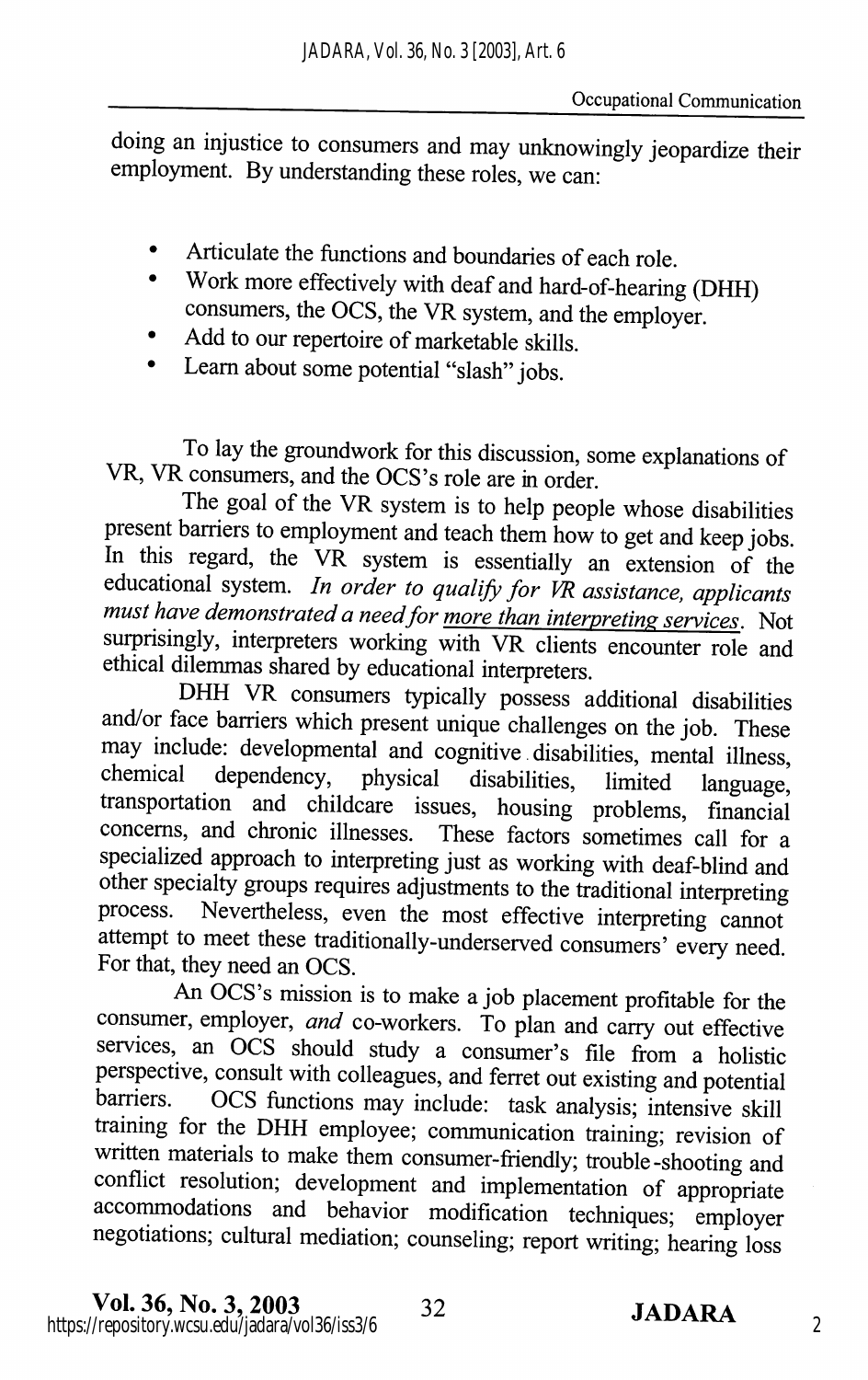doing an injustice to consumers and may unknowingly jeopardize their employment. By understanding these roles, we can:

- Articulate the functions and boundaries of each role.
- Work more effectively with deaf and hard-of-hearing (DHH) consumers, the OCS, the VR system, and the employer.
- Add to our repertoire of marketable skills.
- Learn about some potential "slash" jobs.

To lay the groundwork for this discussion, some explanations of VR, VR consumers, and the OCS's role are in order.

The goal of the VR system is to help people whose disabilities present barriers to employment and teach them how to get and keep jobs. In this regard, the VR system is essentially an extension of the educational system. *In order to qualify for VR assistance, applicants must have demonstrated a need for more than interpreting services*. Not surprisingly, interpreters working with VR clients encounter role and ethical dilemmas shared by educational interpreters.

DHH VR consumers typically possess additional disabilities and/or face barriers which present unique challenges on the job. These may include: developmental and cognitive disabilities, mental illness, chemical dependency, physical disabilities, limited language, transportation and childcare issues, housing problems, financial concerns, and chronic illnesses. These factors sometimes call for a specialized approach to interpreting just as working with deaf-blind and other specialty groups requires adjustments to the traditional interpreting process. Nevertheless, even the most effective interpreting cannot attempt to meet these traditionally-underserved consumers' every need. For that, they need an OCS.

An OCS's mission is to make a job placement profitable for the consumer, employer, *and* co-workers. To plan and carry out effective services, an OCS should study a consumer's file from a holistic perspective, consult with colleagues, and ferret out existing and potential barriers. OCS functions may include: task analysis; intensive skill training for the DHH employee; communication training; revision of written materials to make them consumer-friendly; trouble-shooting and conflict resolution; development and implementation of appropriate accommodations and behavior modification techniques; employer negotiations; cultural mediation; counseling; report writing; hearing loss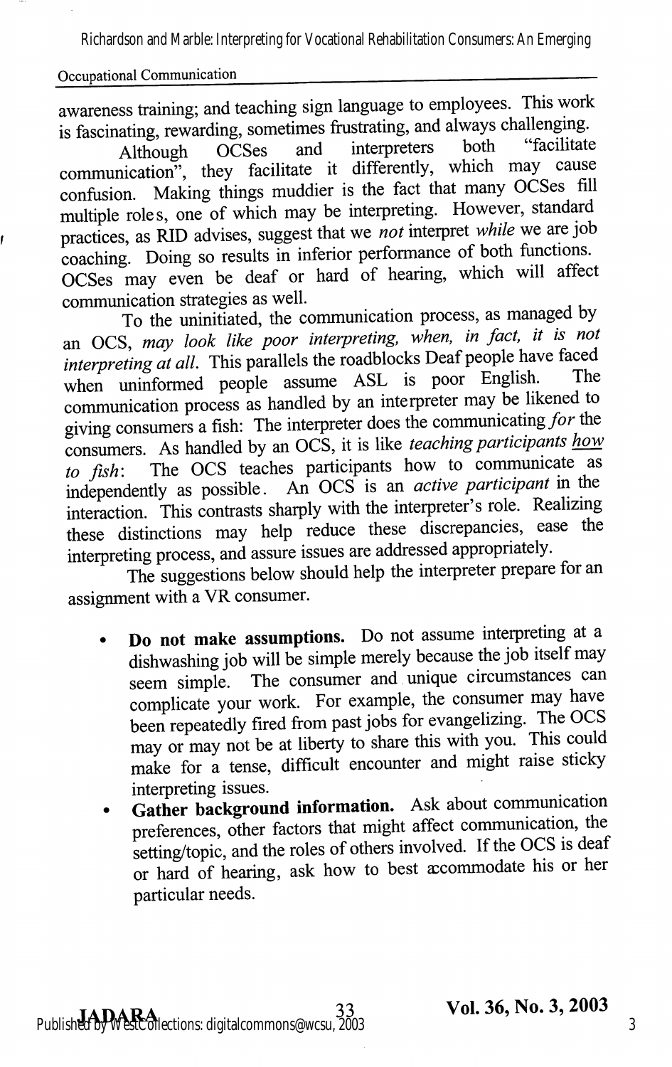awareness training; and teaching sign language to employees. This work is fascinating, rewarding, sometimes frustrating, and always challenging.

Although OCSes and interpreters both "facilitate communication", they facilitate it differently, which may cause confusion. Making things muddier is the fact that many OCSes fill multiple roles, one of which may be interpreting. However, standard practices, as RID advises, suggest that we *not* interpret *while* we are job coaching. Doing so results in inferior performance of both functions. OCSes may even be deaf or hard of hearing, which will affect communication strategies as well.

To the uninitiated, the communication process, as managed by an OCS, *may look like poor interpreting, when, in fact, it is not interpreting at all*. This parallels the roadblocks Deaf people have faced when uninformed people assume ASL is poor English. The communication process as handled by an interpreter may be likened to giving consumers a fish: The interpreter does the communicating *for* the consumers. As handled by an OCS, it is like *teaching participants how to fish*: The OCS teaches participants how to communicate as independently as possible. An OCS is an *active participant* in the interaction. This contrasts sharply with the interpreter's role. Realizing these distinctions may help reduce these discrepancies, ease the interpreting process, and assure issues are addressed appropriately.

The suggestions below should help the interpreter prepare for an assignment with a VR consumer.

- **Do not make assumptions.** Do not assume interpreting at a dishwashing job will be simple merely because the job itself may seem simple. The consumer and unique circumstances can complicate your work. For example, the consumer may have been repeatedly fired from past jobs for evangelizing. The OCS may or may not be at liberty to share this with you. This could make for a tense, difficult encounter and might raise sticky interpreting issues.
- **Gather background information.** Ask about communication preferences, other factors that might affect communication, the setting/topic, and the roles of others involved. If the OCS is deaf or hard of hearing, ask how to best accommodate his or her particular needs.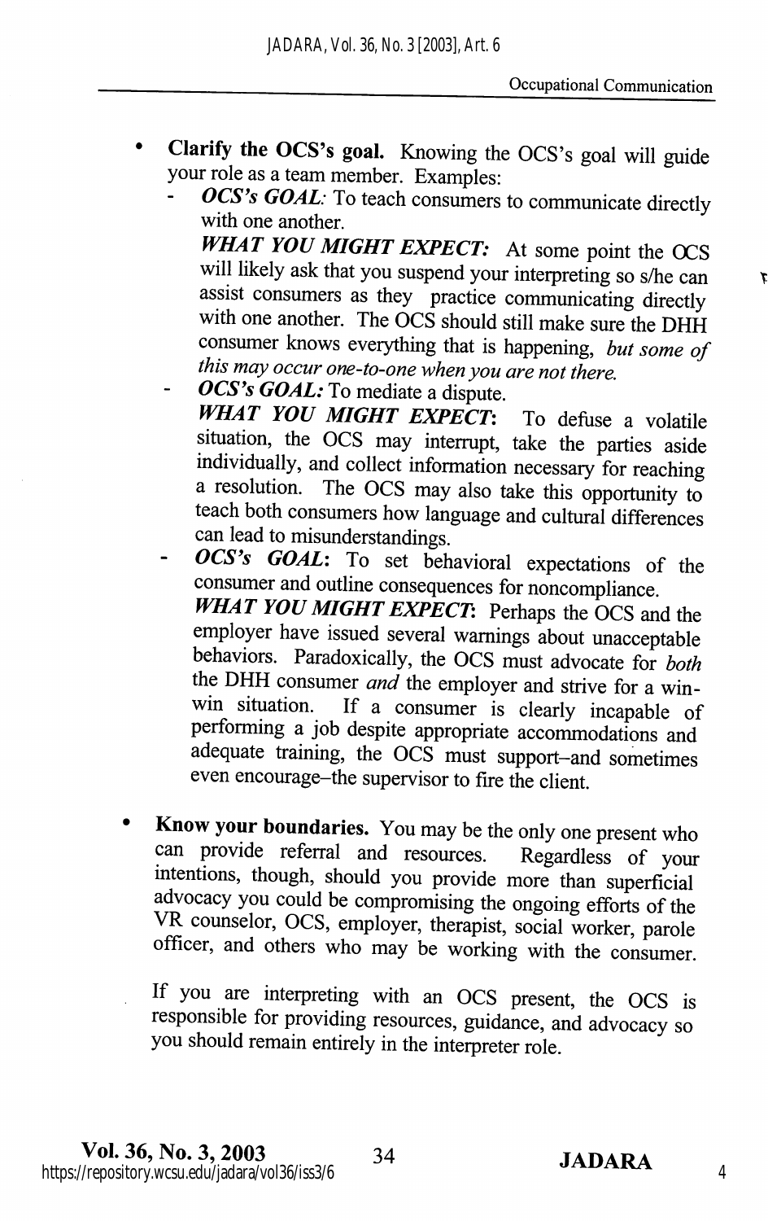- **Clarify the OCS's goal.** Knowing the OCS's goal will guide your role as a team member. Examples:
  - ***OCS's GOAL:*** To teach consumers to communicate directly with one another.

    ***WHAT YOU MIGHT EXPECT:*** At some point the OCS will likely ask that you suspend your interpreting so s/he can assist consumers as they practice communicating directly with one another. The OCS should still make sure the DHH consumer knows everything that is happening, *but some of this may occur one-to-one when you are not there.*
  - ***OCS's GOAL:*** To mediate a dispute.

    ***WHAT YOU MIGHT EXPECT:*** To defuse a volatile situation, the OCS may interrupt, take the parties aside individually, and collect information necessary for reaching a resolution. The OCS may also take this opportunity to teach both consumers how language and cultural differences can lead to misunderstandings.
  - ***OCS's GOAL:*** To set behavioral expectations of the consumer and outline consequences for noncompliance.

    ***WHAT YOU MIGHT EXPECT:*** Perhaps the OCS and the employer have issued several warnings about unacceptable behaviors. Paradoxically, the OCS must advocate for *both* the DHH consumer *and* the employer and strive for a win-win situation. If a consumer is clearly incapable of performing a job despite appropriate accommodations and adequate training, the OCS must support–and sometimes even encourage–the supervisor to fire the client.

- **Know your boundaries.** You may be the only one present who can provide referral and resources. Regardless of your intentions, though, should you provide more than superficial advocacy you could be compromising the ongoing efforts of the VR counselor, OCS, employer, therapist, social worker, parole officer, and others who may be working with the consumer.

  If you are interpreting with an OCS present, the OCS is responsible for providing resources, guidance, and advocacy so you should remain entirely in the interpreter role.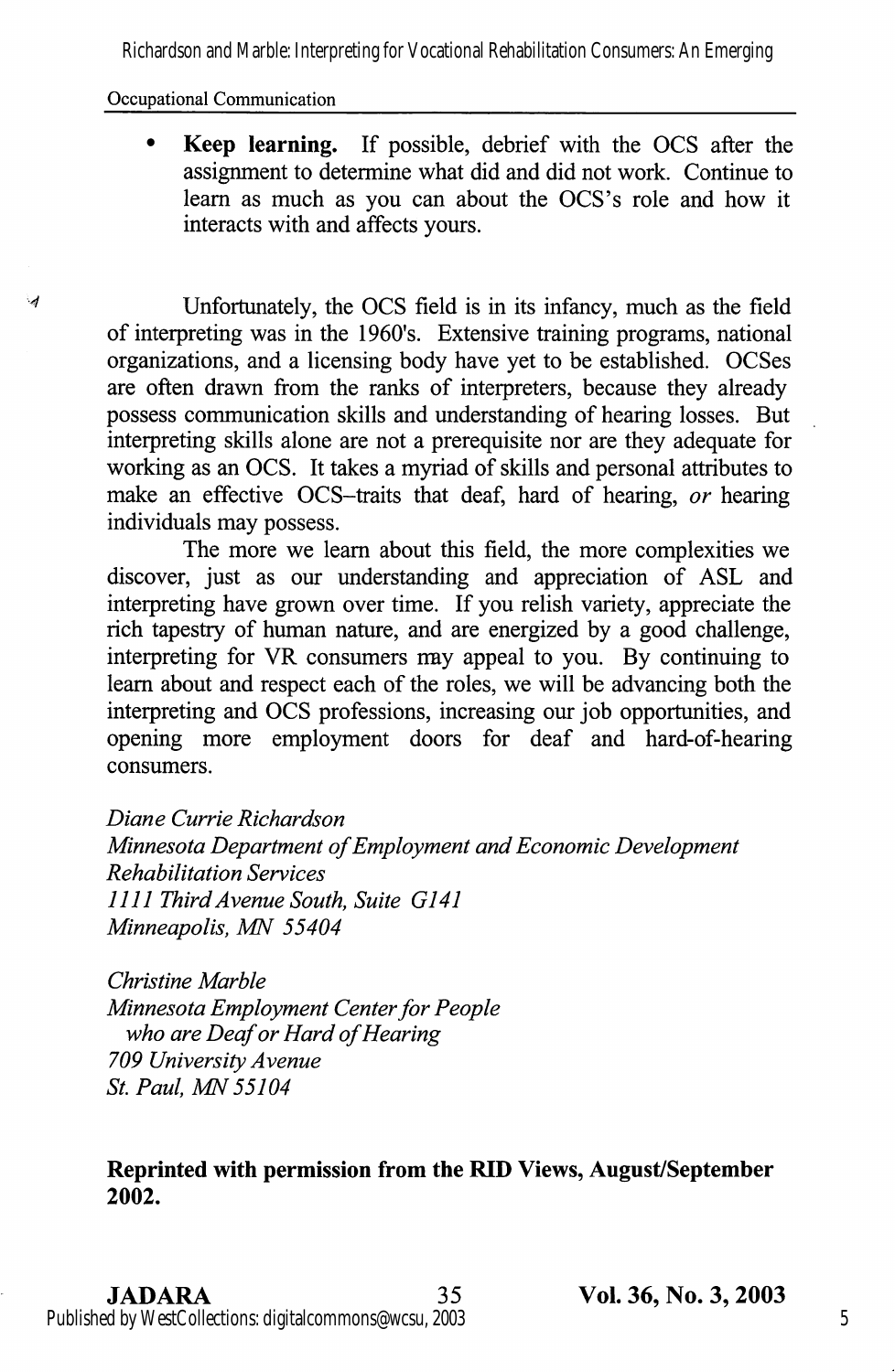- **Keep learning.** If possible, debrief with the OCS after the assignment to determine what did and did not work. Continue to learn as much as you can about the OCS's role and how it interacts with and affects yours.

Unfortunately, the OCS field is in its infancy, much as the field of interpreting was in the 1960's. Extensive training programs, national organizations, and a licensing body have yet to be established. OCSes are often drawn from the ranks of interpreters, because they already possess communication skills and understanding of hearing losses. But interpreting skills alone are not a prerequisite nor are they adequate for working as an OCS. It takes a myriad of skills and personal attributes to make an effective OCS–traits that deaf, hard of hearing, *or* hearing individuals may possess.

The more we learn about this field, the more complexities we discover, just as our understanding and appreciation of ASL and interpreting have grown over time. If you relish variety, appreciate the rich tapestry of human nature, and are energized by a good challenge, interpreting for VR consumers may appeal to you. By continuing to learn about and respect each of the roles, we will be advancing both the interpreting and OCS professions, increasing our job opportunities, and opening more employment doors for deaf and hard-of-hearing consumers.

*Diane Currie Richardson*
*Minnesota Department of Employment and Economic Development*
*Rehabilitation Services*
*1111 Third Avenue South, Suite G141*
*Minneapolis, MN 55404*

*Christine Marble*
*Minnesota Employment Center for People*
*who are Deaf or Hard of Hearing*
*709 University Avenue*
*St. Paul, MN 55104*

**Reprinted with permission from the RID Views, August/September 2002.**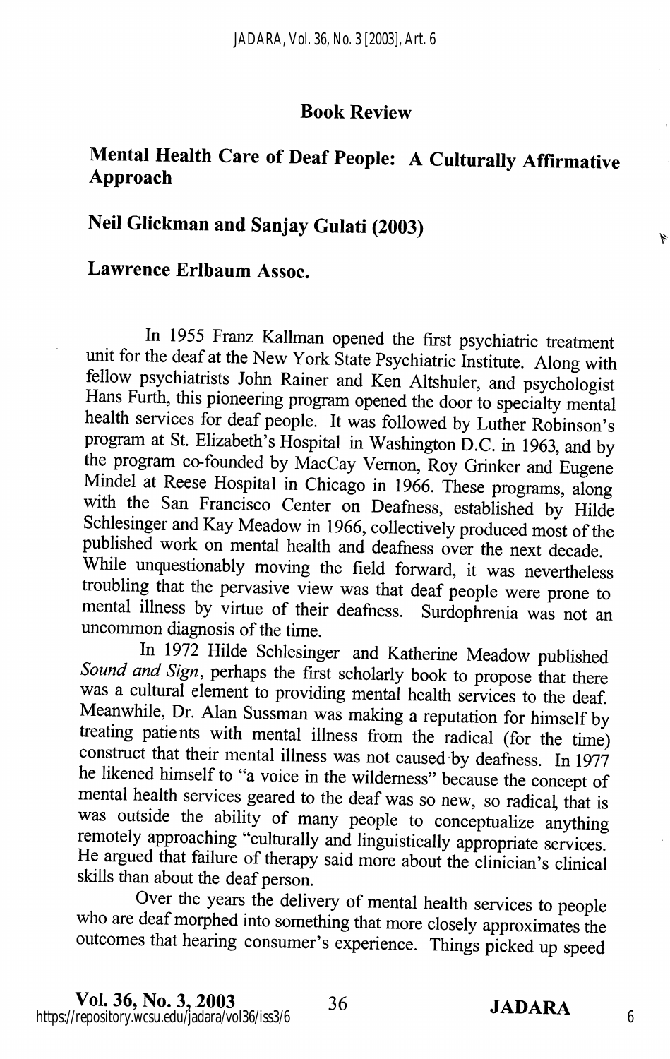## Book Review

## Mental Health Care of Deaf People: A Culturally Affirmative Approach

## Neil Glickman and Sanjay Gulati (2003)

## Lawrence Erlbaum Assoc.

In 1955 Franz Kallman opened the first psychiatric treatment unit for the deaf at the New York State Psychiatric Institute. Along with fellow psychiatrists John Rainer and Ken Altshuler, and psychologist Hans Furth, this pioneering program opened the door to specialty mental health services for deaf people. It was followed by Luther Robinson's program at St. Elizabeth's Hospital in Washington D.C. in 1963, and by the program co-founded by MacCay Vernon, Roy Grinker and Eugene Mindel at Reese Hospital in Chicago in 1966. These programs, along with the San Francisco Center on Deafness, established by Hilde Schlesinger and Kay Meadow in 1966, collectively produced most of the published work on mental health and deafness over the next decade. While unquestionably moving the field forward, it was nevertheless troubling that the pervasive view was that deaf people were prone to mental illness by virtue of their deafness. Surdophrenia was not an uncommon diagnosis of the time.

In 1972 Hilde Schlesinger and Katherine Meadow published *Sound and Sign*, perhaps the first scholarly book to propose that there was a cultural element to providing mental health services to the deaf. Meanwhile, Dr. Alan Sussman was making a reputation for himself by treating patients with mental illness from the radical (for the time) construct that their mental illness was not caused by deafness. In 1977 he likened himself to "a voice in the wilderness" because the concept of mental health services geared to the deaf was so new, so radical, that is was outside the ability of many people to conceptualize anything remotely approaching "culturally and linguistically appropriate services. He argued that failure of therapy said more about the clinician's clinical skills than about the deaf person.

Over the years the delivery of mental health services to people who are deaf morphed into something that more closely approximates the outcomes that hearing consumer's experience. Things picked up speed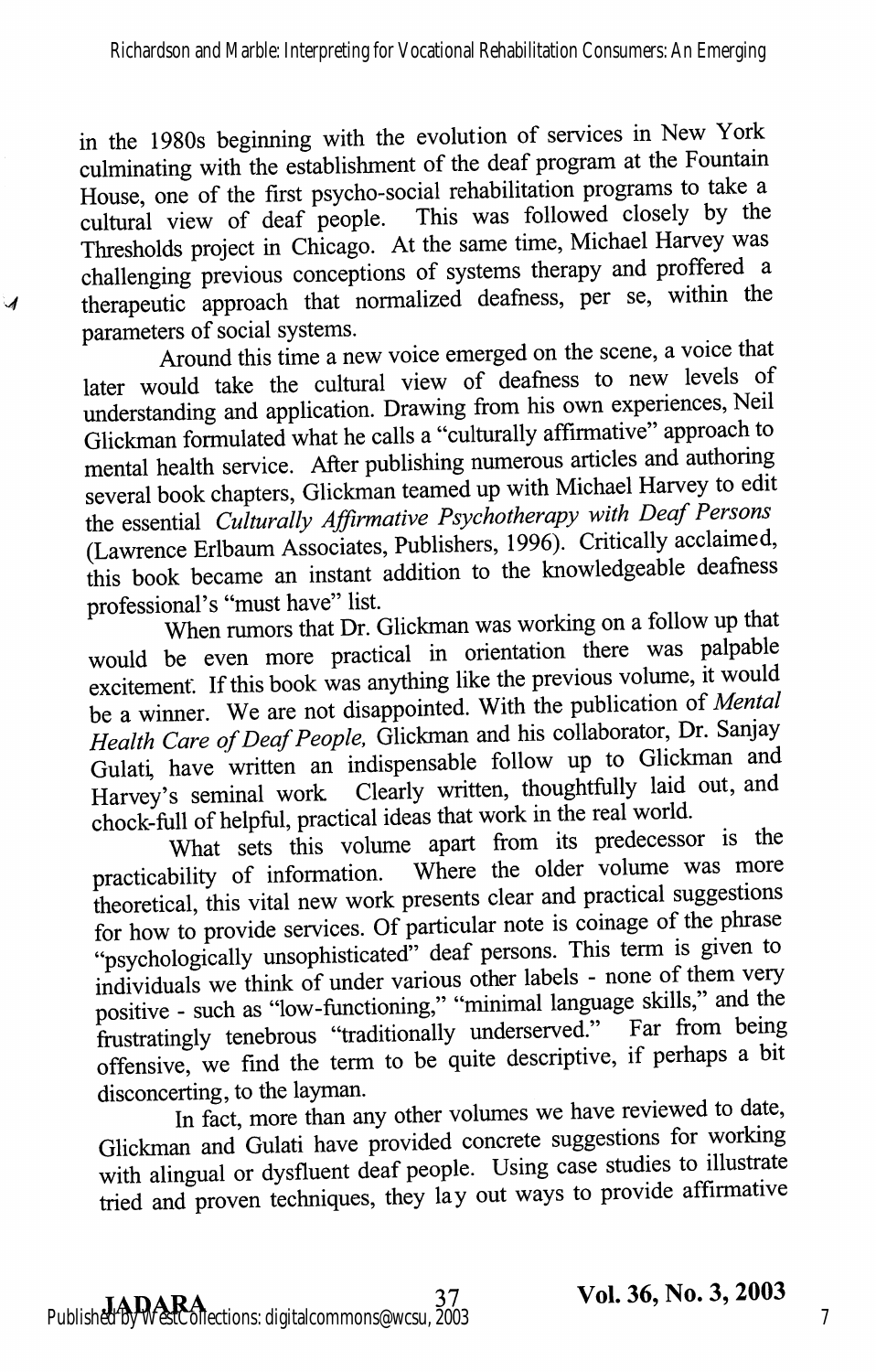in the 1980s beginning with the evolution of services in New York culminating with the establishment of the deaf program at the Fountain House, one of the first psycho-social rehabilitation programs to take a cultural view of deaf people. This was followed closely by the Thresholds project in Chicago. At the same time, Michael Harvey was challenging previous conceptions of systems therapy and proffered a therapeutic approach that normalized deafness, per se, within the parameters of social systems.

Around this time a new voice emerged on the scene, a voice that later would take the cultural view of deafness to new levels of understanding and application. Drawing from his own experiences, Neil Glickman formulated what he calls a "culturally affirmative" approach to mental health service. After publishing numerous articles and authoring several book chapters, Glickman teamed up with Michael Harvey to edit the essential *Culturally Affirmative Psychotherapy with Deaf Persons* (Lawrence Erlbaum Associates, Publishers, 1996). Critically acclaimed, this book became an instant addition to the knowledgeable deafness professional's "must have" list.

When rumors that Dr. Glickman was working on a follow up that would be even more practical in orientation there was palpable excitement. If this book was anything like the previous volume, it would be a winner. We are not disappointed. With the publication of *Mental Health Care of Deaf People,* Glickman and his collaborator, Dr. Sanjay Gulati, have written an indispensable follow up to Glickman and Harvey's seminal work. Clearly written, thoughtfully laid out, and chock-full of helpful, practical ideas that work in the real world.

What sets this volume apart from its predecessor is the practicability of information. Where the older volume was more theoretical, this vital new work presents clear and practical suggestions for how to provide services. Of particular note is coinage of the phrase "psychologically unsophisticated" deaf persons. This term is given to individuals we think of under various other labels - none of them very positive - such as "low-functioning," "minimal language skills," and the frustratingly tenebrous "traditionally underserved." Far from being offensive, we find the term to be quite descriptive, if perhaps a bit disconcerting, to the layman.

In fact, more than any other volumes we have reviewed to date, Glickman and Gulati have provided concrete suggestions for working with alingual or dysfluent deaf people. Using case studies to illustrate tried and proven techniques, they lay out ways to provide affirmative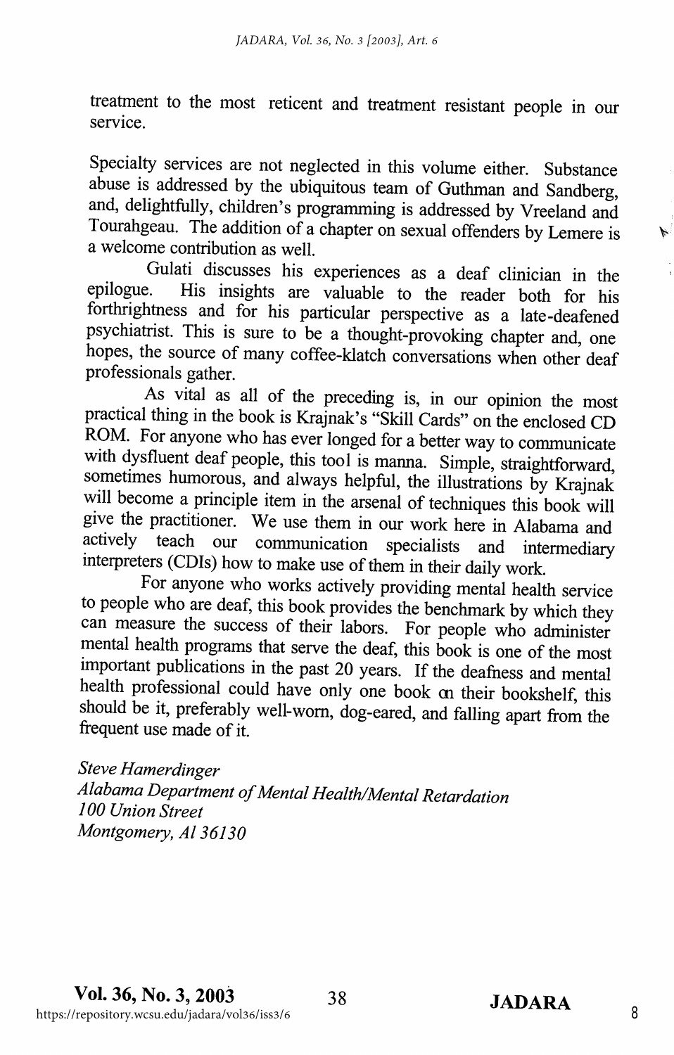treatment to the most reticent and treatment resistant people in our service.

Specialty services are not neglected in this volume either. Substance abuse is addressed by the ubiquitous team of Guthman and Sandberg, and, delightfully, children's programming is addressed by Vreeland and Tourahgeau. The addition of a chapter on sexual offenders by Lemere is a welcome contribution as well.

Gulati discusses his experiences as a deaf clinician in the epilogue. His insights are valuable to the reader both for his forthrightness and for his particular perspective as a late-deafened psychiatrist. This is sure to be a thought-provoking chapter and, one hopes, the source of many coffee-klatch conversations when other deaf professionals gather.

As vital as all of the preceding is, in our opinion the most practical thing in the book is Krajnak's "Skill Cards" on the enclosed CD ROM. For anyone who has ever longed for a better way to communicate with dysfluent deaf people, this tool is manna. Simple, straightforward, sometimes humorous, and always helpful, the illustrations by Krajnak will become a principle item in the arsenal of techniques this book will give the practitioner. We use them in our work here in Alabama and actively teach our communication specialists and intermediary interpreters (CDIs) how to make use of them in their daily work.

For anyone who works actively providing mental health service to people who are deaf, this book provides the benchmark by which they can measure the success of their labors. For people who administer mental health programs that serve the deaf, this book is one of the most important publications in the past 20 years. If the deafness and mental health professional could have only one book on their bookshelf, this should be it, preferably well-worn, dog-eared, and falling apart from the frequent use made of it.

*Steve Hamerdinger*
*Alabama Department of Mental Health/Mental Retardation*
*100 Union Street*
*Montgomery, Al 36130*